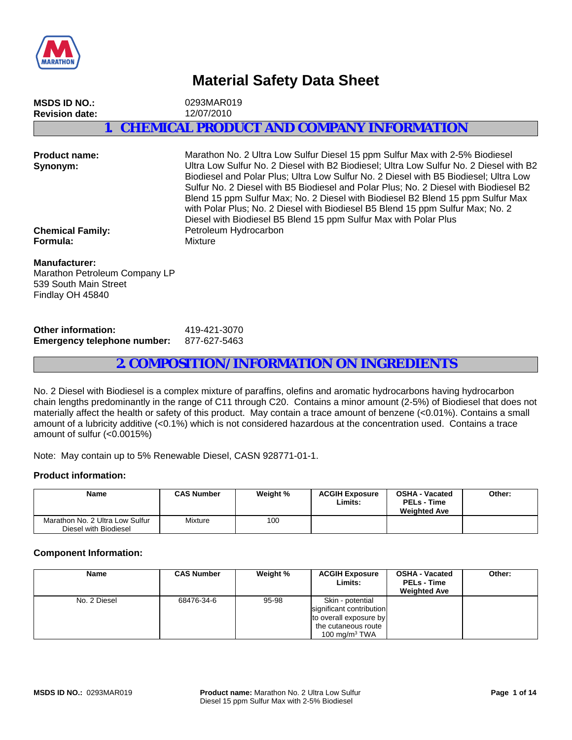# Material Safety Data Sheet

**MSDS ID NO.:** 0293MAR019
**Revision date:** 12/07/2010

## 1. CHEMICAL PRODUCT AND COMPANY INFORMATION

**Product name:** Marathon No. 2 Ultra Low Sulfur Diesel 15 ppm Sulfur Max with 2-5% Biodiesel

**Synonym:** Ultra Low Sulfur No. 2 Diesel with B2 Biodiesel; Ultra Low Sulfur No. 2 Diesel with B2 Biodiesel and Polar Plus; Ultra Low Sulfur No. 2 Diesel with B5 Biodiesel; Ultra Low Sulfur No. 2 Diesel with B5 Biodiesel and Polar Plus; No. 2 Diesel with Biodiesel B2 Blend 15 ppm Sulfur Max; No. 2 Diesel with Biodiesel B2 Blend 15 ppm Sulfur Max with Polar Plus; No. 2 Diesel with Biodiesel B5 Blend 15 ppm Sulfur Max; No. 2 Diesel with Biodiesel B5 Blend 15 ppm Sulfur Max with Polar Plus

**Chemical Family:** Petroleum Hydrocarbon

**Formula:** Mixture

**Manufacturer:**
Marathon Petroleum Company LP
539 South Main Street
Findlay OH 45840

**Other information:** 419-421-3070

**Emergency telephone number:** 877-627-5463

## 2. COMPOSITION/INFORMATION ON INGREDIENTS

No. 2 Diesel with Biodiesel is a complex mixture of paraffins, olefins and aromatic hydrocarbons having hydrocarbon chain lengths predominantly in the range of C11 through C20. Contains a minor amount (2-5%) of Biodiesel that does not materially affect the health or safety of this product. May contain a trace amount of benzene (<0.01%). Contains a small amount of a lubricity additive (<0.1%) which is not considered hazardous at the concentration used. Contains a trace amount of sulfur (<0.0015%)

Note: May contain up to 5% Renewable Diesel, CASN 928771-01-1.

### Product information:

| Name | CAS Number | Weight % | ACGIH Exposure Limits: | OSHA - Vacated PELs - Time Weighted Ave | Other: |
|---|---|---|---|---|---|
| Marathon No. 2 Ultra Low Sulfur Diesel with Biodiesel | Mixture | 100 | | | |

### Component Information:

| Name | CAS Number | Weight % | ACGIH Exposure Limits: | OSHA - Vacated PELs - Time Weighted Ave | Other: |
|---|---|---|---|---|---|
| No. 2 Diesel | 68476-34-6 | 95-98 | Skin - potential significant contribution to overall exposure by the cutaneous route 100 $mg/m^3$ TWA | | |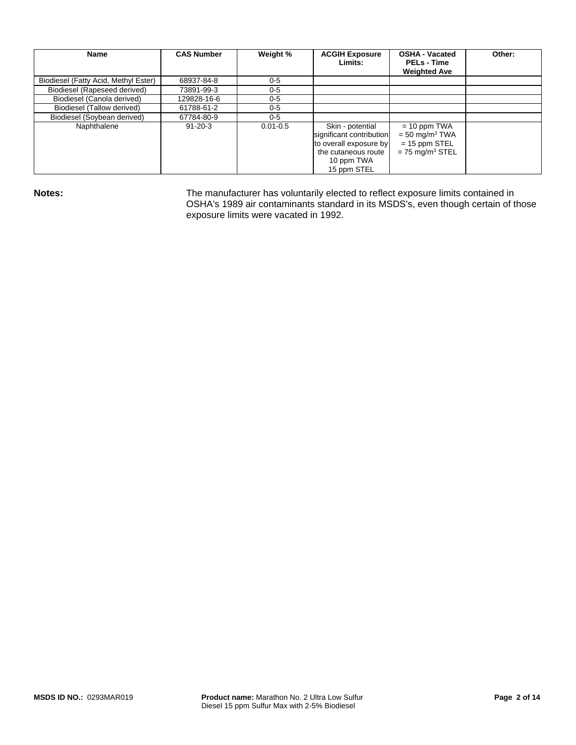| Name | CAS Number | Weight % | ACGIH Exposure Limits: | OSHA - Vacated PELs - Time Weighted Ave | Other: |
|---|---|---|---|---|---|
| Biodiesel (Fatty Acid, Methyl Ester) | 68937-84-8 | 0-5 | | | |
| Biodiesel (Rapeseed derived) | 73891-99-3 | 0-5 | | | |
| Biodiesel (Canola derived) | 129828-16-6 | 0-5 | | | |
| Biodiesel (Tallow derived) | 61788-61-2 | 0-5 | | | |
| Biodiesel (Soybean derived) | 67784-80-9 | 0-5 | | | |
| Naphthalene | 91-20-3 | 0.01-0.5 | Skin - potential significant contribution to overall exposure by the cutaneous route<br>10 ppm TWA<br>15 ppm STEL | = 10 ppm TWA<br>= 50 mg/m$^3$ TWA<br>= 15 ppm STEL<br>= 75 mg/m$^3$ STEL | |

**Notes:** The manufacturer has voluntarily elected to reflect exposure limits contained in OSHA's 1989 air contaminants standard in its MSDS's, even though certain of those exposure limits were vacated in 1992.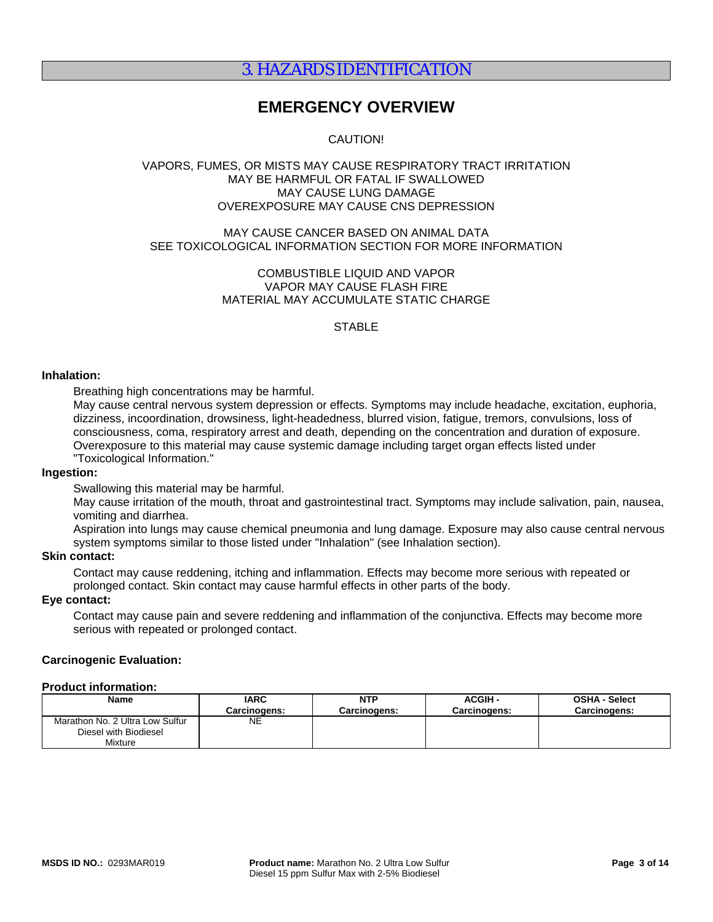# 3. HAZARDS IDENTIFICATION

## EMERGENCY OVERVIEW

CAUTION!

VAPORS, FUMES, OR MISTS MAY CAUSE RESPIRATORY TRACT IRRITATION
MAY BE HARMFUL OR FATAL IF SWALLOWED
MAY CAUSE LUNG DAMAGE
OVEREXPOSURE MAY CAUSE CNS DEPRESSION

MAY CAUSE CANCER BASED ON ANIMAL DATA
SEE TOXICOLOGICAL INFORMATION SECTION FOR MORE INFORMATION

COMBUSTIBLE LIQUID AND VAPOR
VAPOR MAY CAUSE FLASH FIRE
MATERIAL MAY ACCUMULATE STATIC CHARGE

STABLE

**Inhalation:**

Breathing high concentrations may be harmful.
May cause central nervous system depression or effects. Symptoms may include headache, excitation, euphoria, dizziness, incoordination, drowsiness, light-headedness, blurred vision, fatigue, tremors, convulsions, loss of consciousness, coma, respiratory arrest and death, depending on the concentration and duration of exposure.
Overexposure to this material may cause systemic damage including target organ effects listed under "Toxicological Information."

**Ingestion:**

Swallowing this material may be harmful.
May cause irritation of the mouth, throat and gastrointestinal tract. Symptoms may include salivation, pain, nausea, vomiting and diarrhea.
Aspiration into lungs may cause chemical pneumonia and lung damage. Exposure may also cause central nervous system symptoms similar to those listed under "Inhalation" (see Inhalation section).

**Skin contact:**

Contact may cause reddening, itching and inflammation. Effects may become more serious with repeated or prolonged contact. Skin contact may cause harmful effects in other parts of the body.

**Eye contact:**

Contact may cause pain and severe reddening and inflammation of the conjunctiva. Effects may become more serious with repeated or prolonged contact.

**Carcinogenic Evaluation:**

**Product information:**

| Name | IARC Carcinogens: | NTP Carcinogens: | ACGIH - Carcinogens: | OSHA - Select Carcinogens: |
|---|---|---|---|---|
| Marathon No. 2 Ultra Low Sulfur Diesel with Biodiesel Mixture | NE | | | |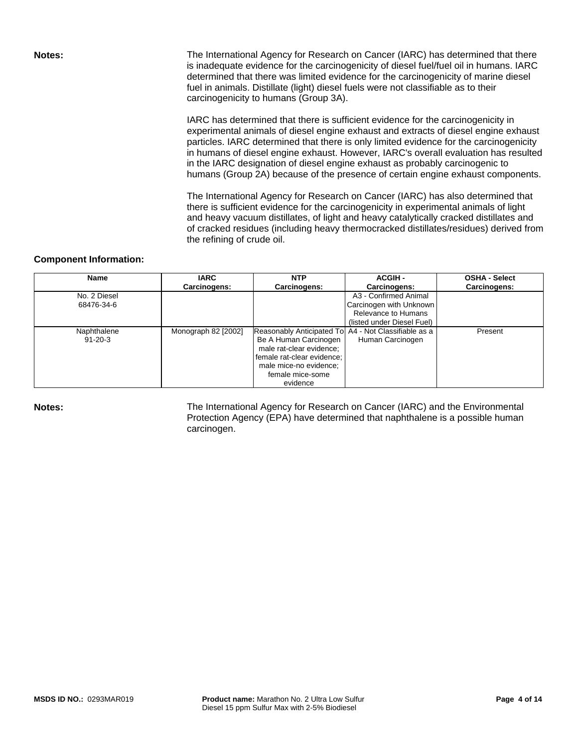**Notes:**

The International Agency for Research on Cancer (IARC) has determined that there is inadequate evidence for the carcinogenicity of diesel fuel/fuel oil in humans. IARC determined that there was limited evidence for the carcinogenicity of marine diesel fuel in animals. Distillate (light) diesel fuels were not classifiable as to their carcinogenicity to humans (Group 3A).

IARC has determined that there is sufficient evidence for the carcinogenicity in experimental animals of diesel engine exhaust and extracts of diesel engine exhaust particles. IARC determined that there is only limited evidence for the carcinogenicity in humans of diesel engine exhaust. However, IARC's overall evaluation has resulted in the IARC designation of diesel engine exhaust as probably carcinogenic to humans (Group 2A) because of the presence of certain engine exhaust components.

The International Agency for Research on Cancer (IARC) has also determined that there is sufficient evidence for the carcinogenicity in experimental animals of light and heavy vacuum distillates, of light and heavy catalytically cracked distillates and of cracked residues (including heavy thermocracked distillates/residues) derived from the refining of crude oil.

**Component Information:**

| Name | IARC Carcinogens: | NTP Carcinogens: | ACGIH - Carcinogens: | OSHA - Select Carcinogens: |
|---|---|---|---|---|
| No. 2 Diesel 68476-34-6 | | | A3 - Confirmed Animal Carcinogen with Unknown Relevance to Humans (listed under Diesel Fuel) | |
| Naphthalene 91-20-3 | Monograph 82 [2002] | Reasonably Anticipated To Be A Human Carcinogen male rat-clear evidence; female rat-clear evidence; male mice-no evidence; female mice-some evidence | A4 - Not Classifiable as a Human Carcinogen | Present |

**Notes:**

The International Agency for Research on Cancer (IARC) and the Environmental Protection Agency (EPA) have determined that naphthalene is a possible human carcinogen.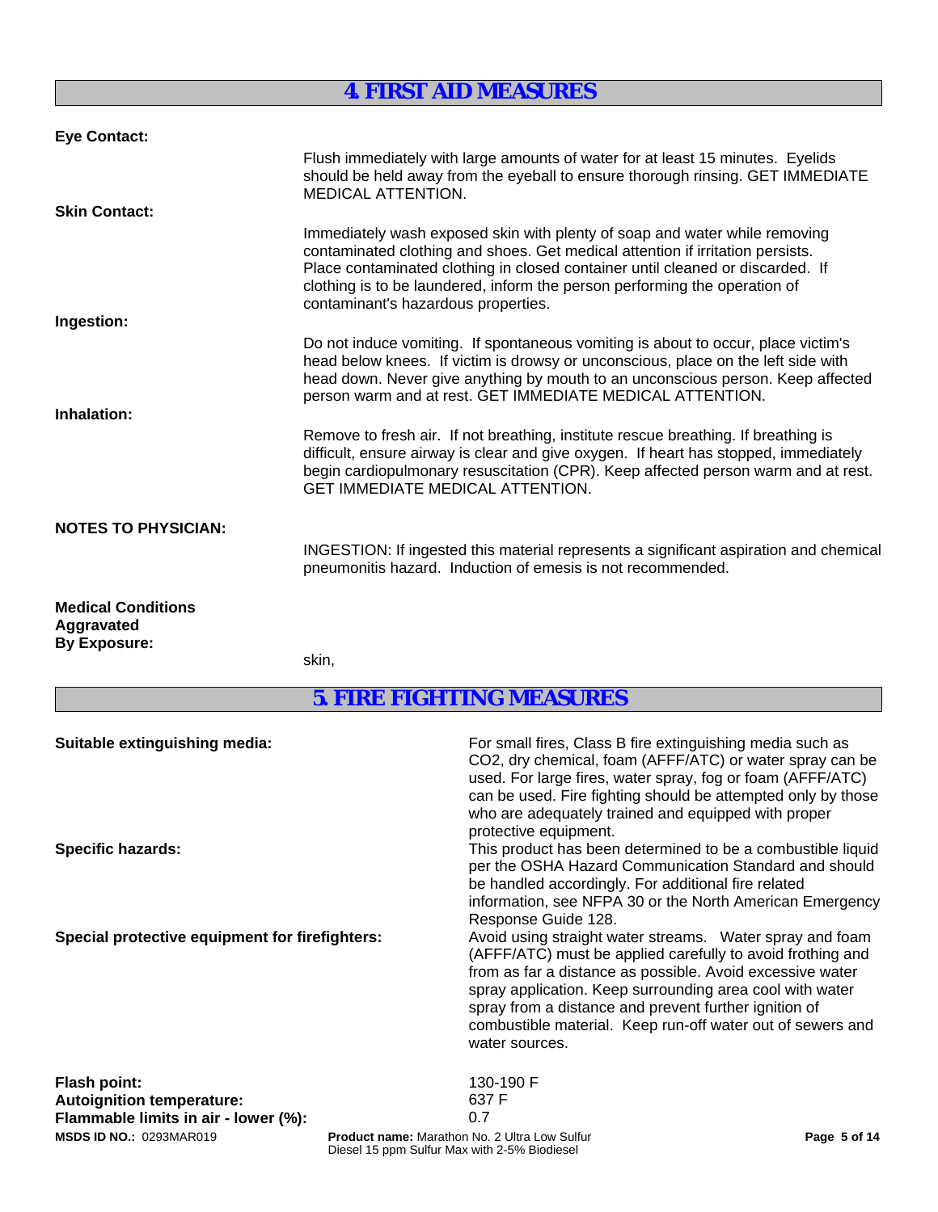## 4. FIRST AID MEASURES

**Eye Contact:**

Flush immediately with large amounts of water for at least 15 minutes. Eyelids should be held away from the eyeball to ensure thorough rinsing. GET IMMEDIATE MEDICAL ATTENTION.

**Skin Contact:**

Immediately wash exposed skin with plenty of soap and water while removing contaminated clothing and shoes. Get medical attention if irritation persists. Place contaminated clothing in closed container until cleaned or discarded. If clothing is to be laundered, inform the person performing the operation of contaminant's hazardous properties.

**Ingestion:**

Do not induce vomiting. If spontaneous vomiting is about to occur, place victim's head below knees. If victim is drowsy or unconscious, place on the left side with head down. Never give anything by mouth to an unconscious person. Keep affected person warm and at rest. GET IMMEDIATE MEDICAL ATTENTION.

**Inhalation:**

Remove to fresh air. If not breathing, institute rescue breathing. If breathing is difficult, ensure airway is clear and give oxygen. If heart has stopped, immediately begin cardiopulmonary resuscitation (CPR). Keep affected person warm and at rest. GET IMMEDIATE MEDICAL ATTENTION.

**NOTES TO PHYSICIAN:**

INGESTION: If ingested this material represents a significant aspiration and chemical pneumonitis hazard. Induction of emesis is not recommended.

**Medical Conditions Aggravated By Exposure:**

skin,

## 5. FIRE FIGHTING MEASURES

**Suitable extinguishing media:** For small fires, Class B fire extinguishing media such as $CO_2$, dry chemical, foam (AFFF/ATC) or water spray can be used. For large fires, water spray, fog or foam (AFFF/ATC) can be used. Fire fighting should be attempted only by those who are adequately trained and equipped with proper protective equipment.

**Specific hazards:** This product has been determined to be a combustible liquid per the OSHA Hazard Communication Standard and should be handled accordingly. For additional fire related information, see NFPA 30 or the North American Emergency Response Guide 128.

**Special protective equipment for firefighters:** Avoid using straight water streams. Water spray and foam (AFFF/ATC) must be applied carefully to avoid frothing and from as far a distance as possible. Avoid excessive water spray application. Keep surrounding area cool with water spray from a distance and prevent further ignition of combustible material. Keep run-off water out of sewers and water sources.

**Flash point:** 130-190 F

**Autoignition temperature:** 637 F

**Flammable limits in air - lower (%):** 0.7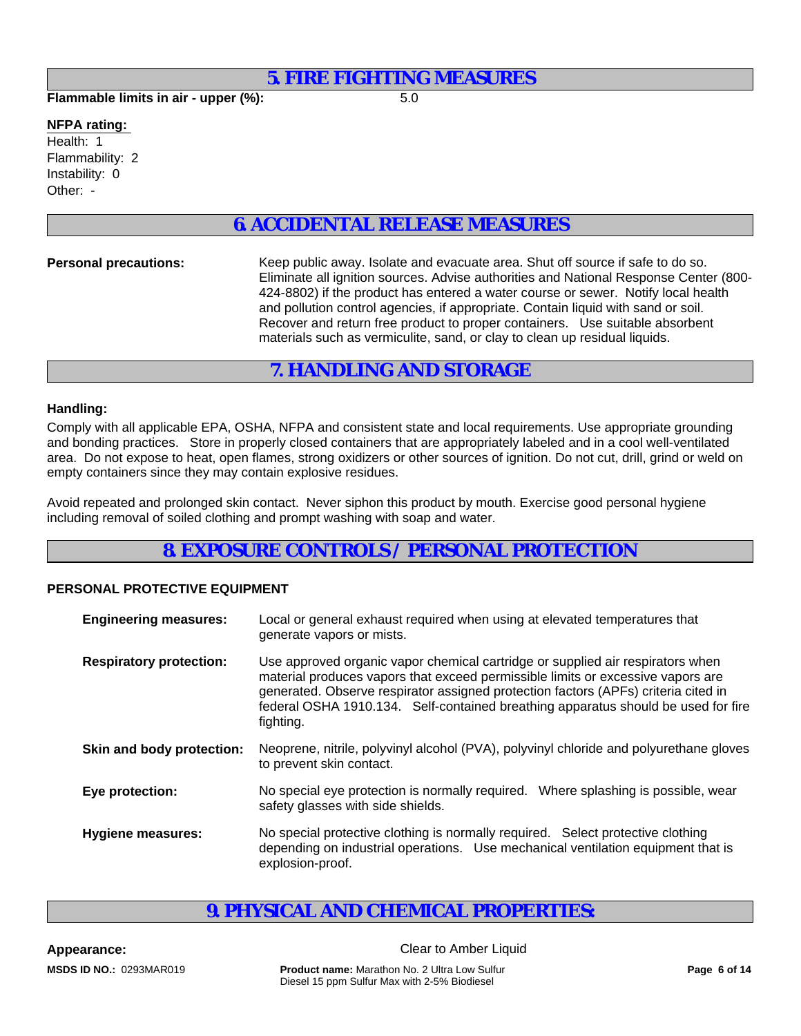## 5. FIRE FIGHTING MEASURES

**Flammable limits in air - upper (%):** 5.0

**NFPA rating:**

Health: 1
Flammability: 2
Instability: 0
Other: -

## 6. ACCIDENTAL RELEASE MEASURES

**Personal precautions:** Keep public away. Isolate and evacuate area. Shut off source if safe to do so. Eliminate all ignition sources. Advise authorities and National Response Center (800-424-8802) if the product has entered a water course or sewer. Notify local health and pollution control agencies, if appropriate. Contain liquid with sand or soil. Recover and return free product to proper containers. Use suitable absorbent materials such as vermiculite, sand, or clay to clean up residual liquids.

## 7. HANDLING AND STORAGE

**Handling:**

Comply with all applicable EPA, OSHA, NFPA and consistent state and local requirements. Use appropriate grounding and bonding practices. Store in properly closed containers that are appropriately labeled and in a cool well-ventilated area. Do not expose to heat, open flames, strong oxidizers or other sources of ignition. Do not cut, drill, grind or weld on empty containers since they may contain explosive residues.

Avoid repeated and prolonged skin contact. Never siphon this product by mouth. Exercise good personal hygiene including removal of soiled clothing and prompt washing with soap and water.

## 8. EXPOSURE CONTROLS / PERSONAL PROTECTION

**PERSONAL PROTECTIVE EQUIPMENT**

**Engineering measures:** Local or general exhaust required when using at elevated temperatures that generate vapors or mists.

**Respiratory protection:** Use approved organic vapor chemical cartridge or supplied air respirators when material produces vapors that exceed permissible limits or excessive vapors are generated. Observe respirator assigned protection factors (APFs) criteria cited in federal OSHA 1910.134. Self-contained breathing apparatus should be used for fire fighting.

**Skin and body protection:** Neoprene, nitrile, polyvinyl alcohol (PVA), polyvinyl chloride and polyurethane gloves to prevent skin contact.

**Eye protection:** No special eye protection is normally required. Where splashing is possible, wear safety glasses with side shields.

**Hygiene measures:** No special protective clothing is normally required. Select protective clothing depending on industrial operations. Use mechanical ventilation equipment that is explosion-proof.

## 9. PHYSICAL AND CHEMICAL PROPERTIES:

**Appearance:** Clear to Amber Liquid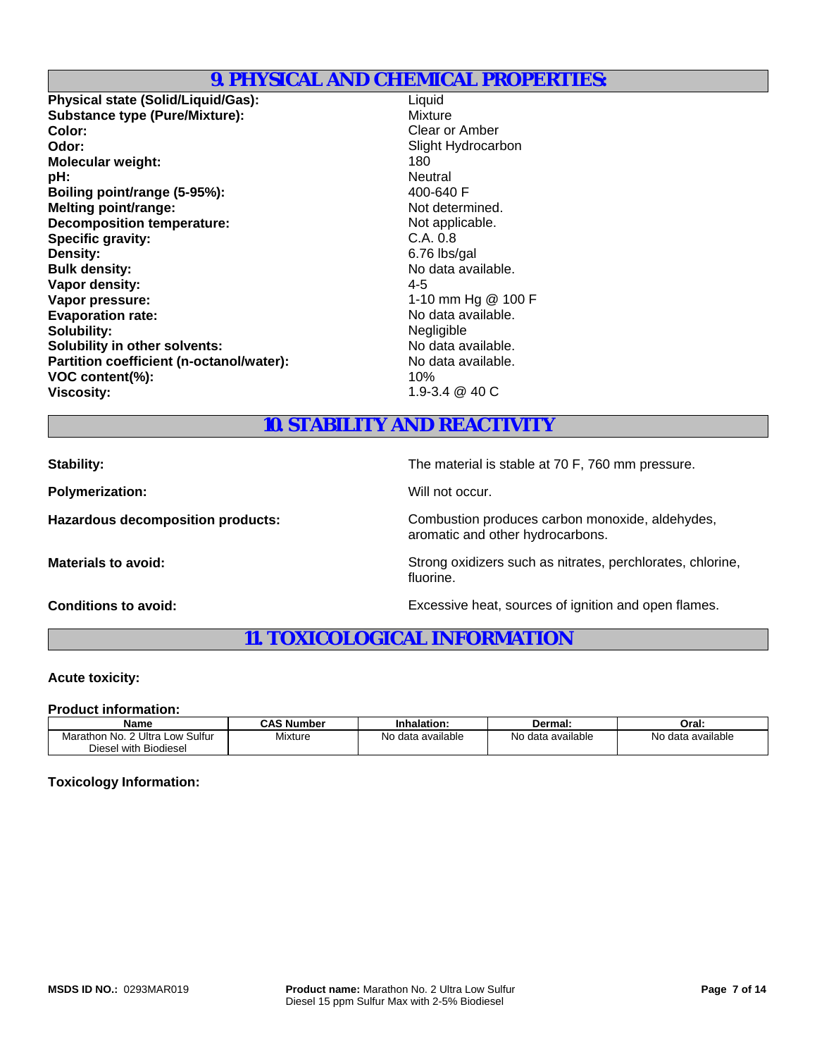## 9. PHYSICAL AND CHEMICAL PROPERTIES:

**Physical state (Solid/Liquid/Gas):** Liquid
**Substance type (Pure/Mixture):** Mixture
**Color:** Clear or Amber
**Odor:** Slight Hydrocarbon
**Molecular weight:** 180
**pH:** Neutral
**Boiling point/range (5-95%):** 400-640 F
**Melting point/range:** Not determined.
**Decomposition temperature:** Not applicable.
**Specific gravity:** C.A. 0.8
**Density:** 6.76 lbs/gal
**Bulk density:** No data available.
**Vapor density:** 4-5
**Vapor pressure:** 1-10 mm Hg @ 100 F
**Evaporation rate:** No data available.
**Solubility:** Negligible
**Solubility in other solvents:** No data available.
**Partition coefficient (n-octanol/water):** No data available.
**VOC content(%):** 10%
**Viscosity:** 1.9-3.4 @ 40 C

## 10. STABILITY AND REACTIVITY

**Stability:** The material is stable at 70 F, 760 mm pressure.

**Polymerization:** Will not occur.

**Hazardous decomposition products:** Combustion produces carbon monoxide, aldehydes, aromatic and other hydrocarbons.

**Materials to avoid:** Strong oxidizers such as nitrates, perchlorates, chlorine, fluorine.

**Conditions to avoid:** Excessive heat, sources of ignition and open flames.

## 11. TOXICOLOGICAL INFORMATION

**Acute toxicity:**

**Product information:**

| Name | CAS Number | Inhalation: | Dermal: | Oral: |
|---|---|---|---|---|
| Marathon No. 2 Ultra Low Sulfur Diesel with Biodiesel | Mixture | No data available | No data available | No data available |

**Toxicology Information:**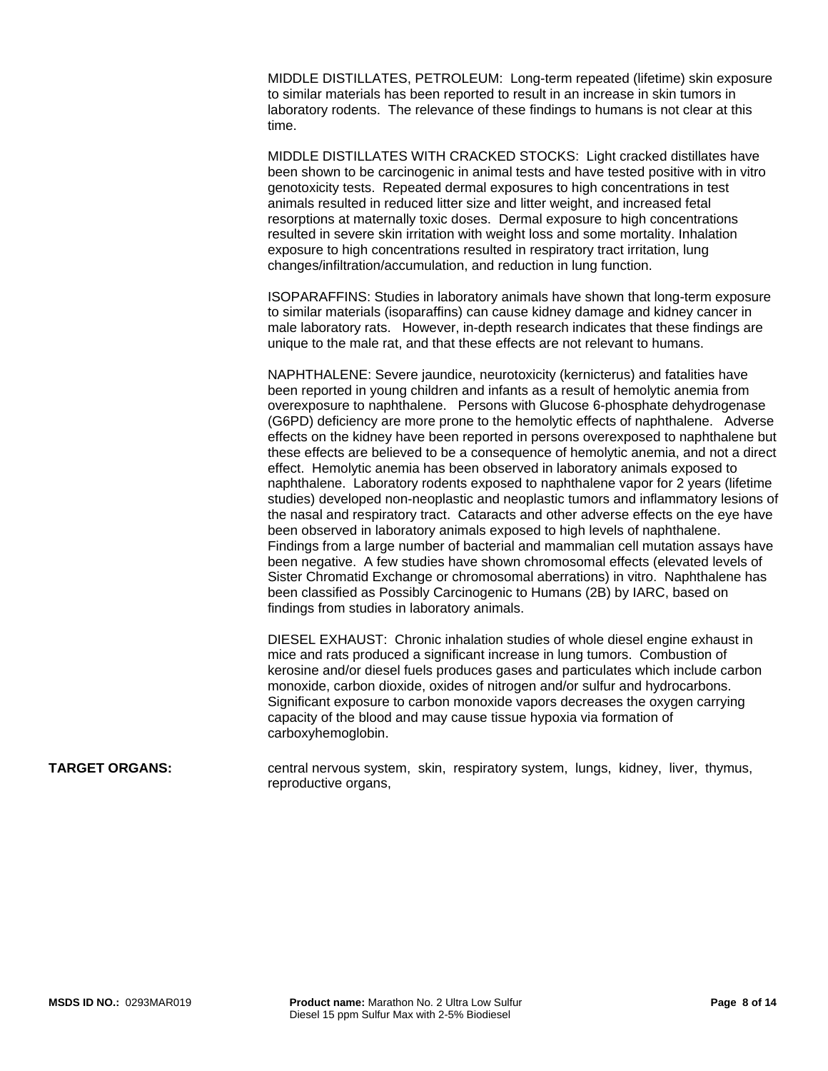MIDDLE DISTILLATES, PETROLEUM: Long-term repeated (lifetime) skin exposure to similar materials has been reported to result in an increase in skin tumors in laboratory rodents. The relevance of these findings to humans is not clear at this time.

MIDDLE DISTILLATES WITH CRACKED STOCKS: Light cracked distillates have been shown to be carcinogenic in animal tests and have tested positive with in vitro genotoxicity tests. Repeated dermal exposures to high concentrations in test animals resulted in reduced litter size and litter weight, and increased fetal resorptions at maternally toxic doses. Dermal exposure to high concentrations resulted in severe skin irritation with weight loss and some mortality. Inhalation exposure to high concentrations resulted in respiratory tract irritation, lung changes/infiltration/accumulation, and reduction in lung function.

ISOPARAFFINS: Studies in laboratory animals have shown that long-term exposure to similar materials (isoparaffins) can cause kidney damage and kidney cancer in male laboratory rats. However, in-depth research indicates that these findings are unique to the male rat, and that these effects are not relevant to humans.

NAPHTHALENE: Severe jaundice, neurotoxicity (kernicterus) and fatalities have been reported in young children and infants as a result of hemolytic anemia from overexposure to naphthalene. Persons with Glucose 6-phosphate dehydrogenase (G6PD) deficiency are more prone to the hemolytic effects of naphthalene. Adverse effects on the kidney have been reported in persons overexposed to naphthalene but these effects are believed to be a consequence of hemolytic anemia, and not a direct effect. Hemolytic anemia has been observed in laboratory animals exposed to naphthalene. Laboratory rodents exposed to naphthalene vapor for 2 years (lifetime studies) developed non-neoplastic and neoplastic tumors and inflammatory lesions of the nasal and respiratory tract. Cataracts and other adverse effects on the eye have been observed in laboratory animals exposed to high levels of naphthalene. Findings from a large number of bacterial and mammalian cell mutation assays have been negative. A few studies have shown chromosomal effects (elevated levels of Sister Chromatid Exchange or chromosomal aberrations) in vitro. Naphthalene has been classified as Possibly Carcinogenic to Humans (2B) by IARC, based on findings from studies in laboratory animals.

DIESEL EXHAUST: Chronic inhalation studies of whole diesel engine exhaust in mice and rats produced a significant increase in lung tumors. Combustion of kerosine and/or diesel fuels produces gases and particulates which include carbon monoxide, carbon dioxide, oxides of nitrogen and/or sulfur and hydrocarbons. Significant exposure to carbon monoxide vapors decreases the oxygen carrying capacity of the blood and may cause tissue hypoxia via formation of carboxyhemoglobin.

**TARGET ORGANS:** central nervous system, skin, respiratory system, lungs, kidney, liver, thymus, reproductive organs,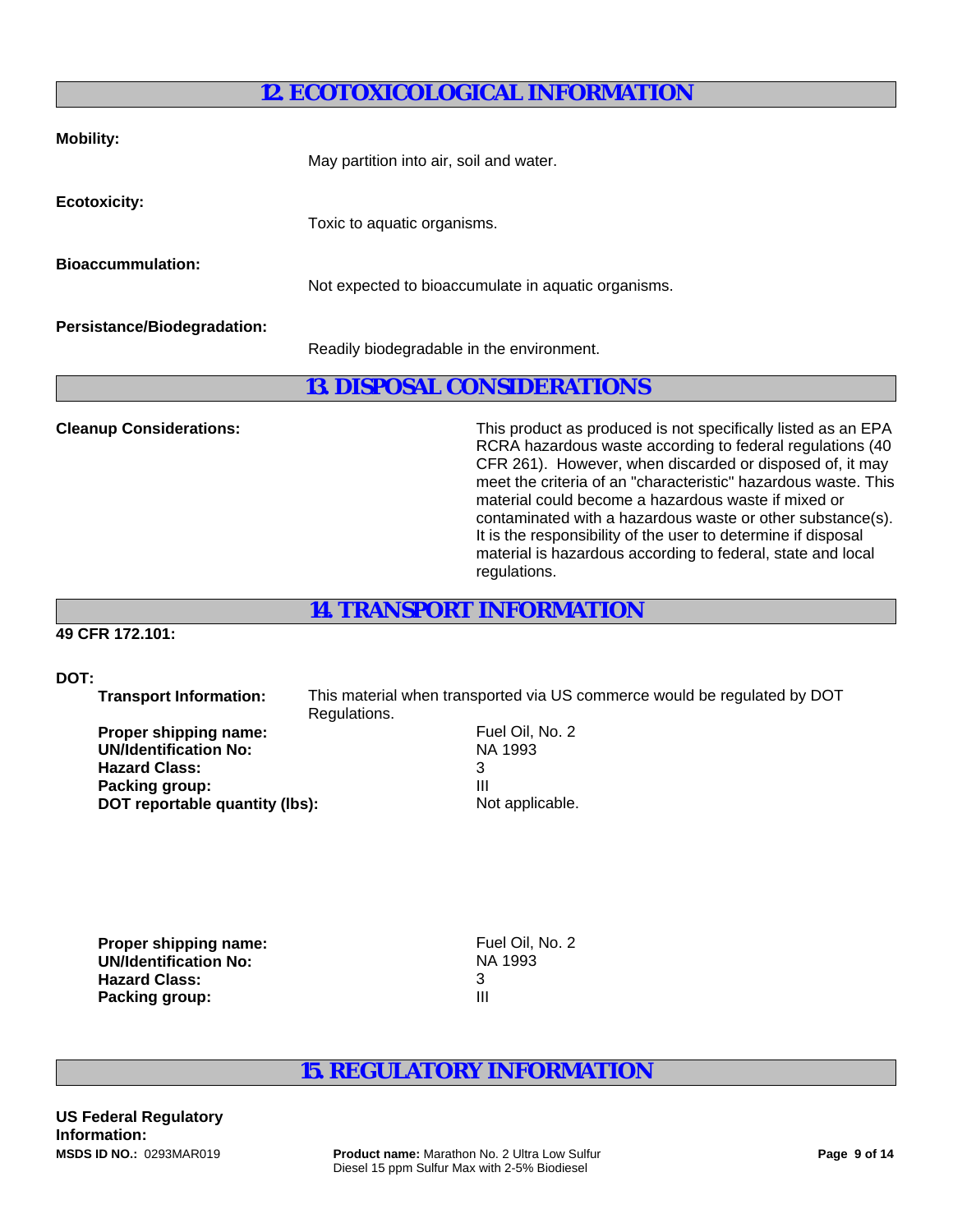## 12. ECOTOXICOLOGICAL INFORMATION

**Mobility:**

May partition into air, soil and water.

**Ecotoxicity:**

Toxic to aquatic organisms.

**Bioaccummulation:**

Not expected to bioaccumulate in aquatic organisms.

**Persistance/Biodegradation:**

Readily biodegradable in the environment.

## 13. DISPOSAL CONSIDERATIONS

**Cleanup Considerations:**

This product as produced is not specifically listed as an EPA RCRA hazardous waste according to federal regulations (40 CFR 261). However, when discarded or disposed of, it may meet the criteria of an "characteristic" hazardous waste. This material could become a hazardous waste if mixed or contaminated with a hazardous waste or other substance(s). It is the responsibility of the user to determine if disposal material is hazardous according to federal, state and local regulations.

## 14. TRANSPORT INFORMATION

**49 CFR 172.101:**

**DOT:**

**Transport Information:** This material when transported via US commerce would be regulated by DOT Regulations.

**Proper shipping name:** Fuel Oil, No. 2
**UN/Identification No:** NA 1993
**Hazard Class:** 3
**Packing group:** III
**DOT reportable quantity (lbs):** Not applicable.

**Proper shipping name:** Fuel Oil, No. 2
**UN/Identification No:** NA 1993
**Hazard Class:** 3
**Packing group:** III

## 15. REGULATORY INFORMATION

**US Federal Regulatory Information:**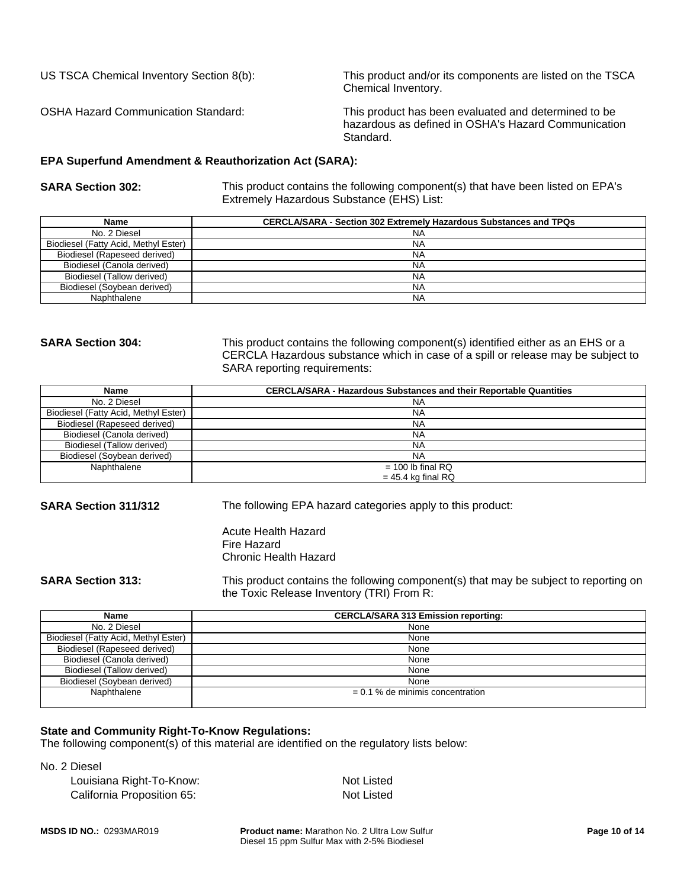US TSCA Chemical Inventory Section 8(b): This product and/or its components are listed on the TSCA Chemical Inventory.

OSHA Hazard Communication Standard: This product has been evaluated and determined to be hazardous as defined in OSHA's Hazard Communication Standard.

**EPA Superfund Amendment & Reauthorization Act (SARA):**

**SARA Section 302:** This product contains the following component(s) that have been listed on EPA's Extremely Hazardous Substance (EHS) List:

| Name | CERCLA/SARA - Section 302 Extremely Hazardous Substances and TPQs |
|---|---|
| No. 2 Diesel | NA |
| Biodiesel (Fatty Acid, Methyl Ester) | NA |
| Biodiesel (Rapeseed derived) | NA |
| Biodiesel (Canola derived) | NA |
| Biodiesel (Tallow derived) | NA |
| Biodiesel (Soybean derived) | NA |
| Naphthalene | NA |

**SARA Section 304:** This product contains the following component(s) identified either as an EHS or a CERCLA Hazardous substance which in case of a spill or release may be subject to SARA reporting requirements:

| Name | CERCLA/SARA - Hazardous Substances and their Reportable Quantities |
|---|---|
| No. 2 Diesel | NA |
| Biodiesel (Fatty Acid, Methyl Ester) | NA |
| Biodiesel (Rapeseed derived) | NA |
| Biodiesel (Canola derived) | NA |
| Biodiesel (Tallow derived) | NA |
| Biodiesel (Soybean derived) | NA |
| Naphthalene | = 100 lb final RQ<br>= 45.4 kg final RQ |

**SARA Section 311/312** The following EPA hazard categories apply to this product:

Acute Health Hazard
Fire Hazard
Chronic Health Hazard

**SARA Section 313:** This product contains the following component(s) that may be subject to reporting on the Toxic Release Inventory (TRI) From R:

| Name | CERCLA/SARA 313 Emission reporting: |
|---|---|
| No. 2 Diesel | None |
| Biodiesel (Fatty Acid, Methyl Ester) | None |
| Biodiesel (Rapeseed derived) | None |
| Biodiesel (Canola derived) | None |
| Biodiesel (Tallow derived) | None |
| Biodiesel (Soybean derived) | None |
| Naphthalene | = 0.1 % de minimis concentration |

**State and Community Right-To-Know Regulations:**
The following component(s) of this material are identified on the regulatory lists below:

No. 2 Diesel
- Louisiana Right-To-Know: Not Listed
- California Proposition 65: Not Listed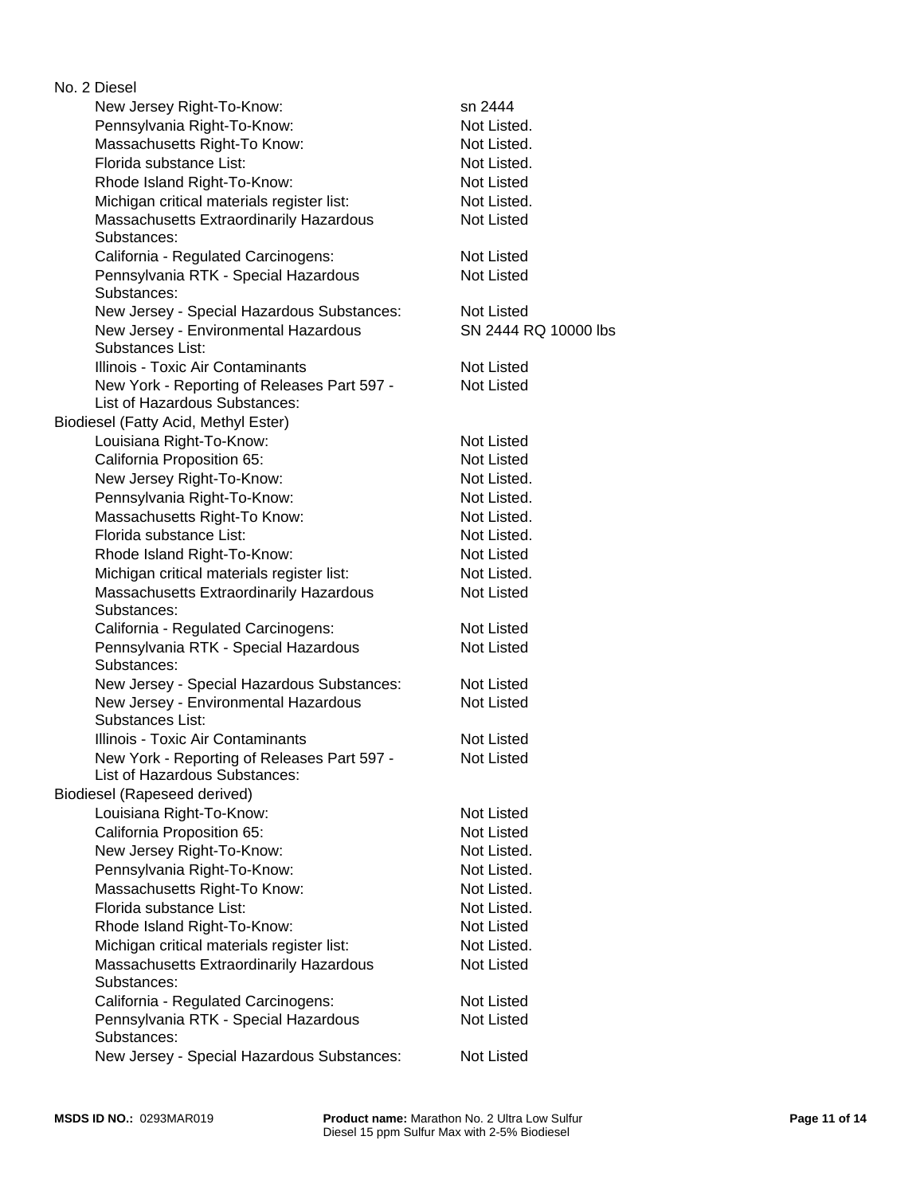No. 2 Diesel

| | |
|---|---|
| New Jersey Right-To-Know: | sn 2444 |
| Pennsylvania Right-To-Know: | Not Listed. |
| Massachusetts Right-To Know: | Not Listed. |
| Florida substance List: | Not Listed. |
| Rhode Island Right-To-Know: | Not Listed |
| Michigan critical materials register list: | Not Listed. |
| Massachusetts Extraordinarily Hazardous Substances: | Not Listed |
| California - Regulated Carcinogens: | Not Listed |
| Pennsylvania RTK - Special Hazardous Substances: | Not Listed |
| New Jersey - Special Hazardous Substances: | Not Listed |
| New Jersey - Environmental Hazardous Substances List: | SN 2444 RQ 10000 lbs |
| Illinois - Toxic Air Contaminants | Not Listed |
| New York - Reporting of Releases Part 597 - List of Hazardous Substances: | Not Listed |

Biodiesel (Fatty Acid, Methyl Ester)

| | |
|---|---|
| Louisiana Right-To-Know: | Not Listed |
| California Proposition 65: | Not Listed |
| New Jersey Right-To-Know: | Not Listed. |
| Pennsylvania Right-To-Know: | Not Listed. |
| Massachusetts Right-To Know: | Not Listed. |
| Florida substance List: | Not Listed. |
| Rhode Island Right-To-Know: | Not Listed |
| Michigan critical materials register list: | Not Listed. |
| Massachusetts Extraordinarily Hazardous Substances: | Not Listed |
| California - Regulated Carcinogens: | Not Listed |
| Pennsylvania RTK - Special Hazardous Substances: | Not Listed |
| New Jersey - Special Hazardous Substances: | Not Listed |
| New Jersey - Environmental Hazardous Substances List: | Not Listed |
| Illinois - Toxic Air Contaminants | Not Listed |
| New York - Reporting of Releases Part 597 - List of Hazardous Substances: | Not Listed |

Biodiesel (Rapeseed derived)

| | |
|---|---|
| Louisiana Right-To-Know: | Not Listed |
| California Proposition 65: | Not Listed |
| New Jersey Right-To-Know: | Not Listed. |
| Pennsylvania Right-To-Know: | Not Listed. |
| Massachusetts Right-To Know: | Not Listed. |
| Florida substance List: | Not Listed. |
| Rhode Island Right-To-Know: | Not Listed |
| Michigan critical materials register list: | Not Listed. |
| Massachusetts Extraordinarily Hazardous Substances: | Not Listed |
| California - Regulated Carcinogens: | Not Listed |
| Pennsylvania RTK - Special Hazardous Substances: | Not Listed |
| New Jersey - Special Hazardous Substances: | Not Listed |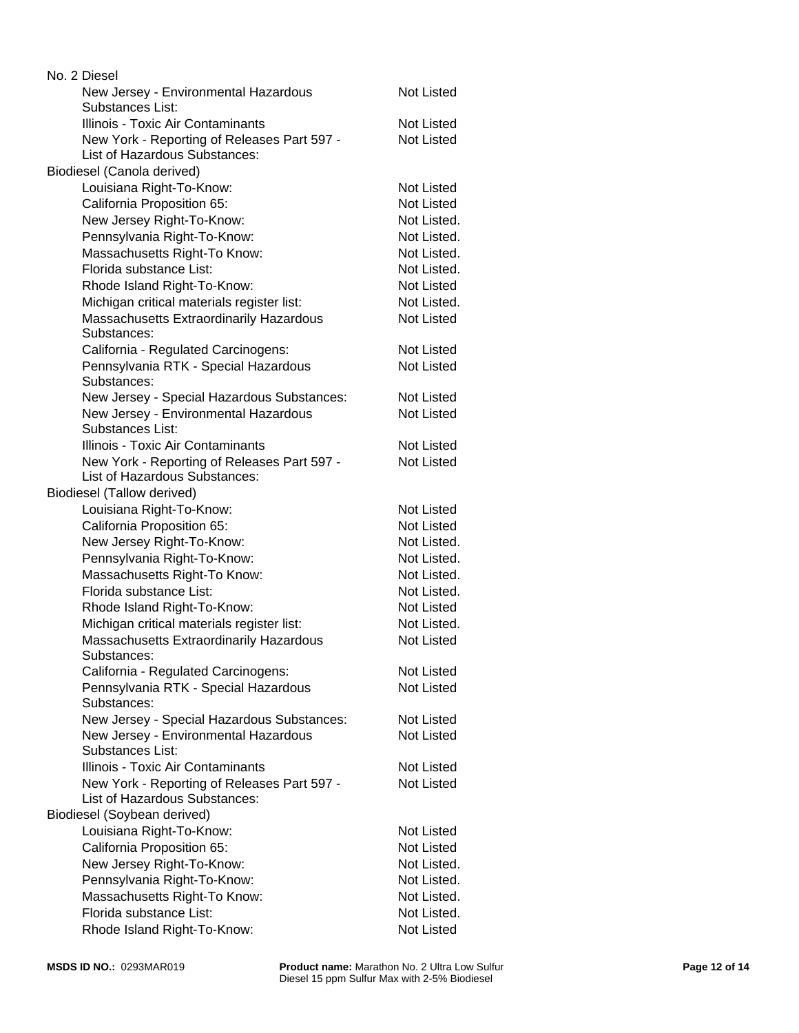No. 2 Diesel

| | |
|---|---|
| New Jersey - Environmental Hazardous Substances List: | Not Listed |
| Illinois - Toxic Air Contaminants | Not Listed |
| New York - Reporting of Releases Part 597 - List of Hazardous Substances: | Not Listed |

Biodiesel (Canola derived)

| | |
|---|---|
| Louisiana Right-To-Know: | Not Listed |
| California Proposition 65: | Not Listed |
| New Jersey Right-To-Know: | Not Listed. |
| Pennsylvania Right-To-Know: | Not Listed. |
| Massachusetts Right-To Know: | Not Listed. |
| Florida substance List: | Not Listed. |
| Rhode Island Right-To-Know: | Not Listed |
| Michigan critical materials register list: | Not Listed. |
| Massachusetts Extraordinarily Hazardous Substances: | Not Listed |
| California - Regulated Carcinogens: | Not Listed |
| Pennsylvania RTK - Special Hazardous Substances: | Not Listed |
| New Jersey - Special Hazardous Substances: | Not Listed |
| New Jersey - Environmental Hazardous Substances List: | Not Listed |
| Illinois - Toxic Air Contaminants | Not Listed |
| New York - Reporting of Releases Part 597 - List of Hazardous Substances: | Not Listed |

Biodiesel (Tallow derived)

| | |
|---|---|
| Louisiana Right-To-Know: | Not Listed |
| California Proposition 65: | Not Listed |
| New Jersey Right-To-Know: | Not Listed. |
| Pennsylvania Right-To-Know: | Not Listed. |
| Massachusetts Right-To Know: | Not Listed. |
| Florida substance List: | Not Listed. |
| Rhode Island Right-To-Know: | Not Listed |
| Michigan critical materials register list: | Not Listed. |
| Massachusetts Extraordinarily Hazardous Substances: | Not Listed |
| California - Regulated Carcinogens: | Not Listed |
| Pennsylvania RTK - Special Hazardous Substances: | Not Listed |
| New Jersey - Special Hazardous Substances: | Not Listed |
| New Jersey - Environmental Hazardous Substances List: | Not Listed |
| Illinois - Toxic Air Contaminants | Not Listed |
| New York - Reporting of Releases Part 597 - List of Hazardous Substances: | Not Listed |

Biodiesel (Soybean derived)

| | |
|---|---|
| Louisiana Right-To-Know: | Not Listed |
| California Proposition 65: | Not Listed |
| New Jersey Right-To-Know: | Not Listed. |
| Pennsylvania Right-To-Know: | Not Listed. |
| Massachusetts Right-To Know: | Not Listed. |
| Florida substance List: | Not Listed. |
| Rhode Island Right-To-Know: | Not Listed |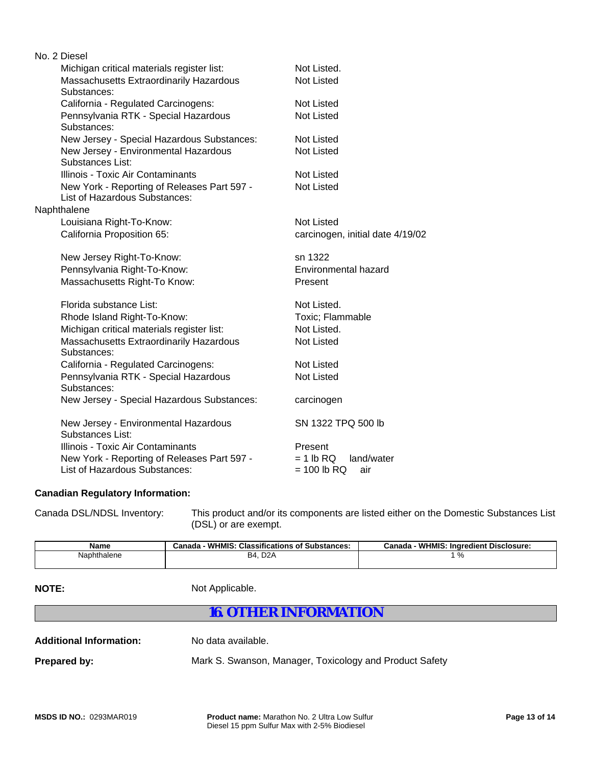No. 2 Diesel

| | |
|---|---|
| Michigan critical materials register list: | Not Listed. |
| Massachusetts Extraordinarily Hazardous Substances: | Not Listed |
| California - Regulated Carcinogens: | Not Listed |
| Pennsylvania RTK - Special Hazardous Substances: | Not Listed |
| New Jersey - Special Hazardous Substances: | Not Listed |
| New Jersey - Environmental Hazardous Substances List: | Not Listed |
| Illinois - Toxic Air Contaminants | Not Listed |
| New York - Reporting of Releases Part 597 - List of Hazardous Substances: | Not Listed |

Naphthalene

| | |
|---|---|
| Louisiana Right-To-Know: | Not Listed |
| California Proposition 65: | carcinogen, initial date 4/19/02 |
| New Jersey Right-To-Know: | sn 1322 |
| Pennsylvania Right-To-Know: | Environmental hazard |
| Massachusetts Right-To Know: | Present |
| Florida substance List: | Not Listed. |
| Rhode Island Right-To-Know: | Toxic; Flammable |
| Michigan critical materials register list: | Not Listed. |
| Massachusetts Extraordinarily Hazardous Substances: | Not Listed |
| California - Regulated Carcinogens: | Not Listed |
| Pennsylvania RTK - Special Hazardous Substances: | Not Listed |
| New Jersey - Special Hazardous Substances: | carcinogen |
| New Jersey - Environmental Hazardous Substances List: | SN 1322 TPQ 500 lb |
| Illinois - Toxic Air Contaminants | Present |
| New York - Reporting of Releases Part 597 - List of Hazardous Substances: | = 1 lb RQ land/water<br>= 100 lb RQ air |

**Canadian Regulatory Information:**

Canada DSL/NDSL Inventory: This product and/or its components are listed either on the Domestic Substances List (DSL) or are exempt.

| Name | Canada - WHMIS: Classifications of Substances: | Canada - WHMIS: Ingredient Disclosure: |
|---|---|---|
| Naphthalene | B4, D2A | 1 % |

**NOTE:** Not Applicable.

## 16. OTHER INFORMATION

**Additional Information:** No data available.

**Prepared by:** Mark S. Swanson, Manager, Toxicology and Product Safety

**MSDS ID NO.:** 0293MAR019 **Product name:** Marathon No. 2 Ultra Low Sulfur Diesel 15 ppm Sulfur Max with 2-5% Biodiesel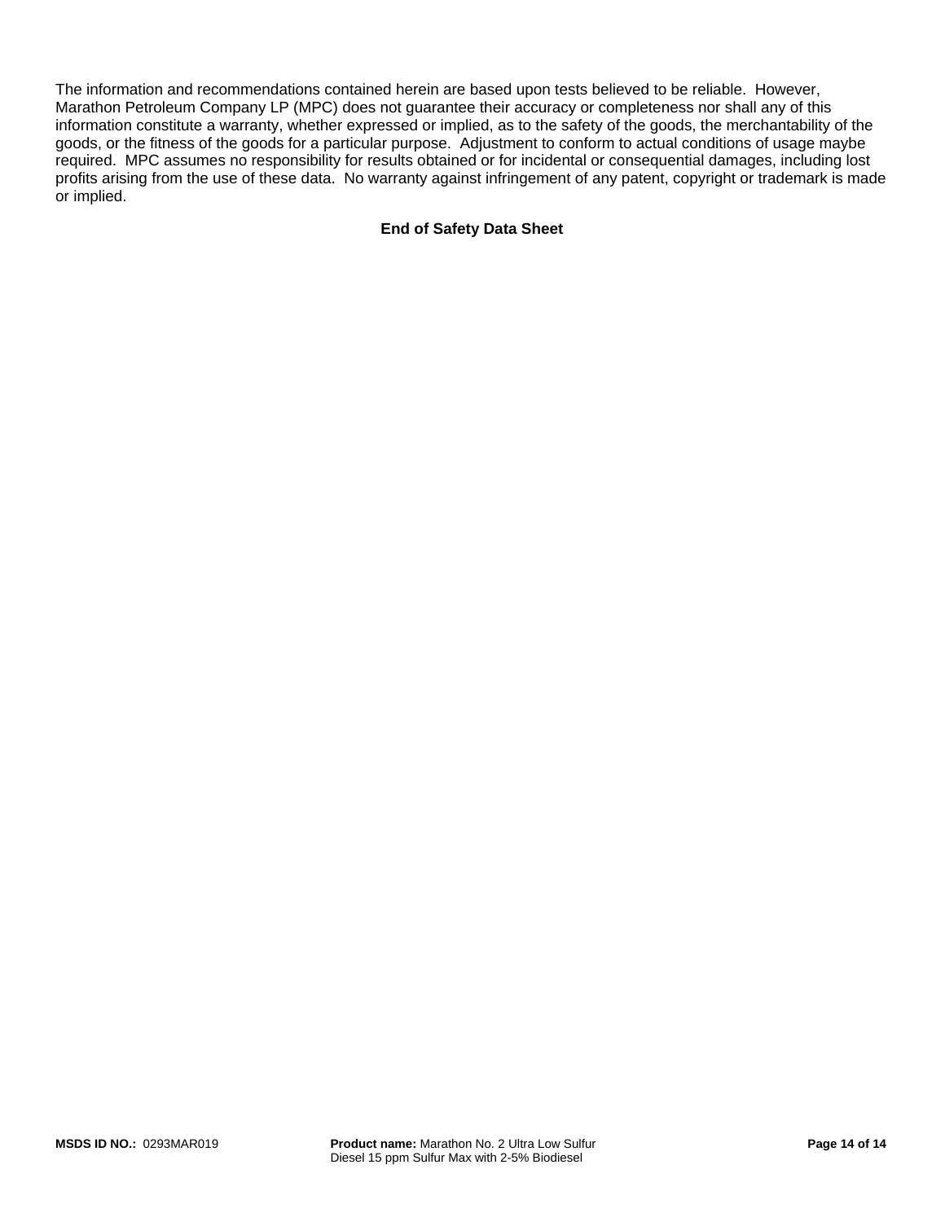The information and recommendations contained herein are based upon tests believed to be reliable. However, Marathon Petroleum Company LP (MPC) does not guarantee their accuracy or completeness nor shall any of this information constitute a warranty, whether expressed or implied, as to the safety of the goods, the merchantability of the goods, or the fitness of the goods for a particular purpose. Adjustment to conform to actual conditions of usage maybe required. MPC assumes no responsibility for results obtained or for incidental or consequential damages, including lost profits arising from the use of these data. No warranty against infringement of any patent, copyright or trademark is made or implied.

**End of Safety Data Sheet**